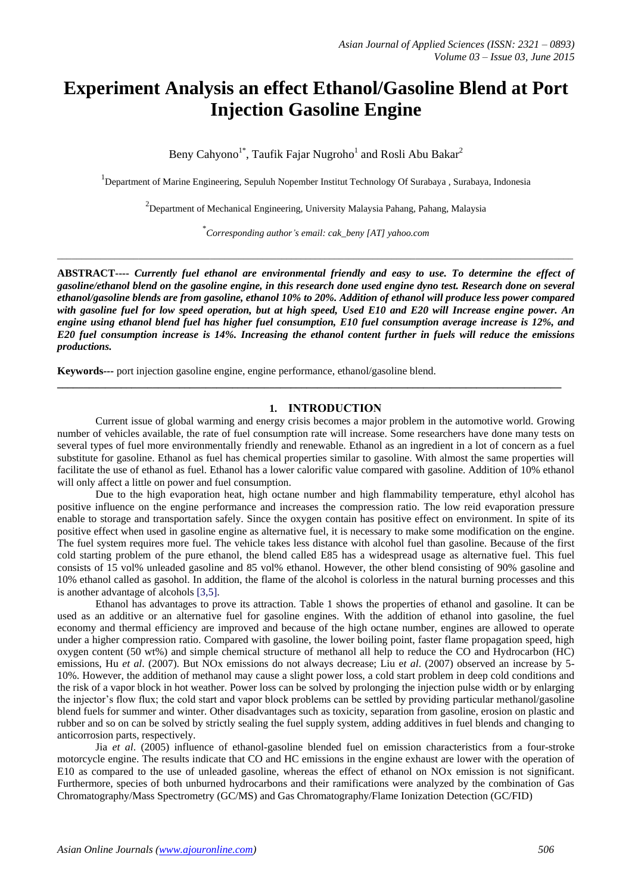# Experiment Analysis an effect Ethanol/Gasoline Blend at Port Injection Gasoline Engine

Beny Cahyono[1*], Taufik Fajar Nugroho[1] and Rosli Abu Bakar[2]

[1]Department of Marine Engineering, Sepuluh Nopember Institut Technology Of Surabaya , Surabaya, Indonesia

[2]Department of Mechanical Engineering, University Malaysia Pahang, Pahang, Malaysia

[*]*Corresponding author's email: cak_beny [AT] yahoo.com*

---

**ABSTRACT----** ***Currently fuel ethanol are environmental friendly and easy to use. To determine the effect of gasoline/ethanol blend on the gasoline engine, in this research done used engine dyno test. Research done on several ethanol/gasoline blends are from gasoline, ethanol 10% to 20%. Addition of ethanol will produce less power compared with gasoline fuel for low speed operation, but at high speed, Used E10 and E20 will Increase engine power. An engine using ethanol blend fuel has higher fuel consumption, E10 fuel consumption average increase is 12%, and E20 fuel consumption increase is 14%. Increasing the ethanol content further in fuels will reduce the emissions productions.***

**Keywords---** port injection gasoline engine, engine performance, ethanol/gasoline blend.

---

## 1. INTRODUCTION

Current issue of global warming and energy crisis becomes a major problem in the automotive world. Growing number of vehicles available, the rate of fuel consumption rate will increase. Some researchers have done many tests on several types of fuel more environmentally friendly and renewable. Ethanol as an ingredient in a lot of concern as a fuel substitute for gasoline. Ethanol as fuel has chemical properties similar to gasoline. With almost the same properties will facilitate the use of ethanol as fuel. Ethanol has a lower calorific value compared with gasoline. Addition of 10% ethanol will only affect a little on power and fuel consumption.

Due to the high evaporation heat, high octane number and high flammability temperature, ethyl alcohol has positive influence on the engine performance and increases the compression ratio. The low reid evaporation pressure enable to storage and transportation safely. Since the oxygen contain has positive effect on environment. In spite of its positive effect when used in gasoline engine as alternative fuel, it is necessary to make some modification on the engine. The fuel system requires more fuel. The vehicle takes less distance with alcohol fuel than gasoline. Because of the first cold starting problem of the pure ethanol, the blend called E85 has a widespread usage as alternative fuel. This fuel consists of 15 vol% unleaded gasoline and 85 vol% ethanol. However, the other blend consisting of 90% gasoline and 10% ethanol called as gasohol. In addition, the flame of the alcohol is colorless in the natural burning processes and this is another advantage of alcohols [3,5].

Ethanol has advantages to prove its attraction. Table 1 shows the properties of ethanol and gasoline. It can be used as an additive or an alternative fuel for gasoline engines. With the addition of ethanol into gasoline, the fuel economy and thermal efficiency are improved and because of the high octane number, engines are allowed to operate under a higher compression ratio. Compared with gasoline, the lower boiling point, faster flame propagation speed, high oxygen content (50 wt%) and simple chemical structure of methanol all help to reduce the CO and Hydrocarbon (HC) emissions, Hu *et al*. (2007). But NOx emissions do not always decrease; Liu e*t al*. (2007) observed an increase by 5-10%. However, the addition of methanol may cause a slight power loss, a cold start problem in deep cold conditions and the risk of a vapor block in hot weather. Power loss can be solved by prolonging the injection pulse width or by enlarging the injector's flow flux; the cold start and vapor block problems can be settled by providing particular methanol/gasoline blend fuels for summer and winter. Other disadvantages such as toxicity, separation from gasoline, erosion on plastic and rubber and so on can be solved by strictly sealing the fuel supply system, adding additives in fuel blends and changing to anticorrosion parts, respectively.

Jia *et al*. (2005) influence of ethanol-gasoline blended fuel on emission characteristics from a four-stroke motorcycle engine. The results indicate that CO and HC emissions in the engine exhaust are lower with the operation of E10 as compared to the use of unleaded gasoline, whereas the effect of ethanol on NOx emission is not significant. Furthermore, species of both unburned hydrocarbons and their ramifications were analyzed by the combination of Gas Chromatography/Mass Spectrometry (GC/MS) and Gas Chromatography/Flame Ionization Detection (GC/FID)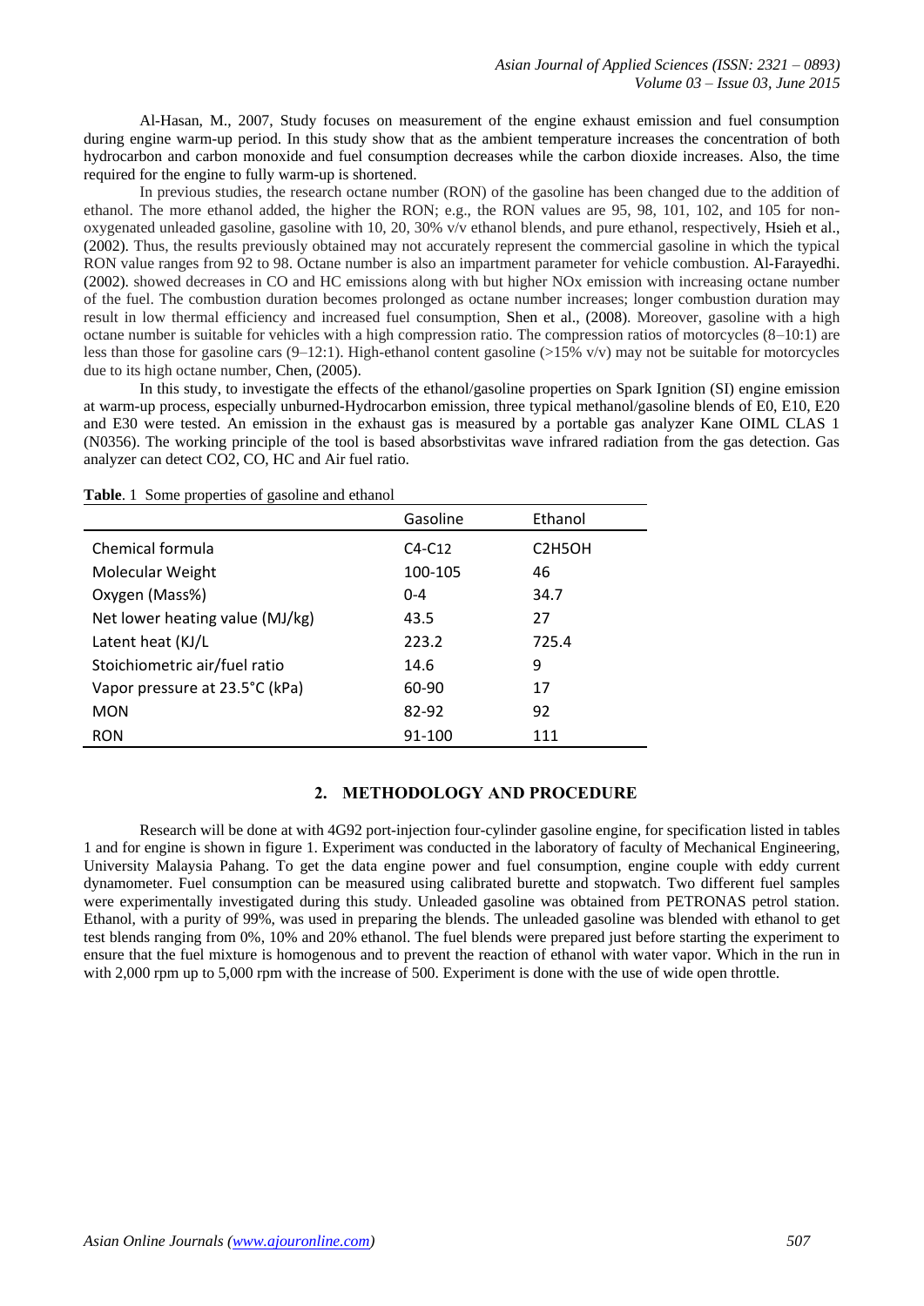Al-Hasan, M., 2007, Study focuses on measurement of the engine exhaust emission and fuel consumption during engine warm-up period. In this study show that as the ambient temperature increases the concentration of both hydrocarbon and carbon monoxide and fuel consumption decreases while the carbon dioxide increases. Also, the time required for the engine to fully warm-up is shortened.

In previous studies, the research octane number (RON) of the gasoline has been changed due to the addition of ethanol. The more ethanol added, the higher the RON; e.g., the RON values are 95, 98, 101, 102, and 105 for non-oxygenated unleaded gasoline, gasoline with 10, 20, 30% v/v ethanol blends, and pure ethanol, respectively, Hsieh et al., (2002). Thus, the results previously obtained may not accurately represent the commercial gasoline in which the typical RON value ranges from 92 to 98. Octane number is also an impartment parameter for vehicle combustion. Al-Farayedhi. (2002). showed decreases in CO and HC emissions along with but higher NOx emission with increasing octane number of the fuel. The combustion duration becomes prolonged as octane number increases; longer combustion duration may result in low thermal efficiency and increased fuel consumption, Shen et al., (2008). Moreover, gasoline with a high octane number is suitable for vehicles with a high compression ratio. The compression ratios of motorcycles (8–10:1) are less than those for gasoline cars (9–12:1). High-ethanol content gasoline (>15% v/v) may not be suitable for motorcycles due to its high octane number, Chen, (2005).

In this study, to investigate the effects of the ethanol/gasoline properties on Spark Ignition (SI) engine emission at warm-up process, especially unburned-Hydrocarbon emission, three typical methanol/gasoline blends of E0, E10, E20 and E30 were tested. An emission in the exhaust gas is measured by a portable gas analyzer Kane OIML CLAS 1 (N0356). The working principle of the tool is based absorbstivitas wave infrared radiation from the gas detection. Gas analyzer can detect $CO_2$, CO, HC and Air fuel ratio.

**Table**. 1 Some properties of gasoline and ethanol

| | Gasoline | Ethanol |
|---|---|---|
| Chemical formula | $C_4$-$C_{12}$ | $C_2H_5OH$ |
| Molecular Weight | 100-105 | 46 |
| Oxygen (Mass%) | 0-4 | 34.7 |
| Net lower heating value (MJ/kg) | 43.5 | 27 |
| Latent heat (KJ/L | 223.2 | 725.4 |
| Stoichiometric air/fuel ratio | 14.6 | 9 |
| Vapor pressure at 23.5°C (kPa) | 60-90 | 17 |
| MON | 82-92 | 92 |
| RON | 91-100 | 111 |

## 2. METHODOLOGY AND PROCEDURE

Research will be done at with 4G92 port-injection four-cylinder gasoline engine, for specification listed in tables 1 and for engine is shown in figure 1. Experiment was conducted in the laboratory of faculty of Mechanical Engineering, University Malaysia Pahang. To get the data engine power and fuel consumption, engine couple with eddy current dynamometer. Fuel consumption can be measured using calibrated burette and stopwatch. Two different fuel samples were experimentally investigated during this study. Unleaded gasoline was obtained from PETRONAS petrol station. Ethanol, with a purity of 99%, was used in preparing the blends. The unleaded gasoline was blended with ethanol to get test blends ranging from 0%, 10% and 20% ethanol. The fuel blends were prepared just before starting the experiment to ensure that the fuel mixture is homogenous and to prevent the reaction of ethanol with water vapor. Which in the run in with 2,000 rpm up to 5,000 rpm with the increase of 500. Experiment is done with the use of wide open throttle.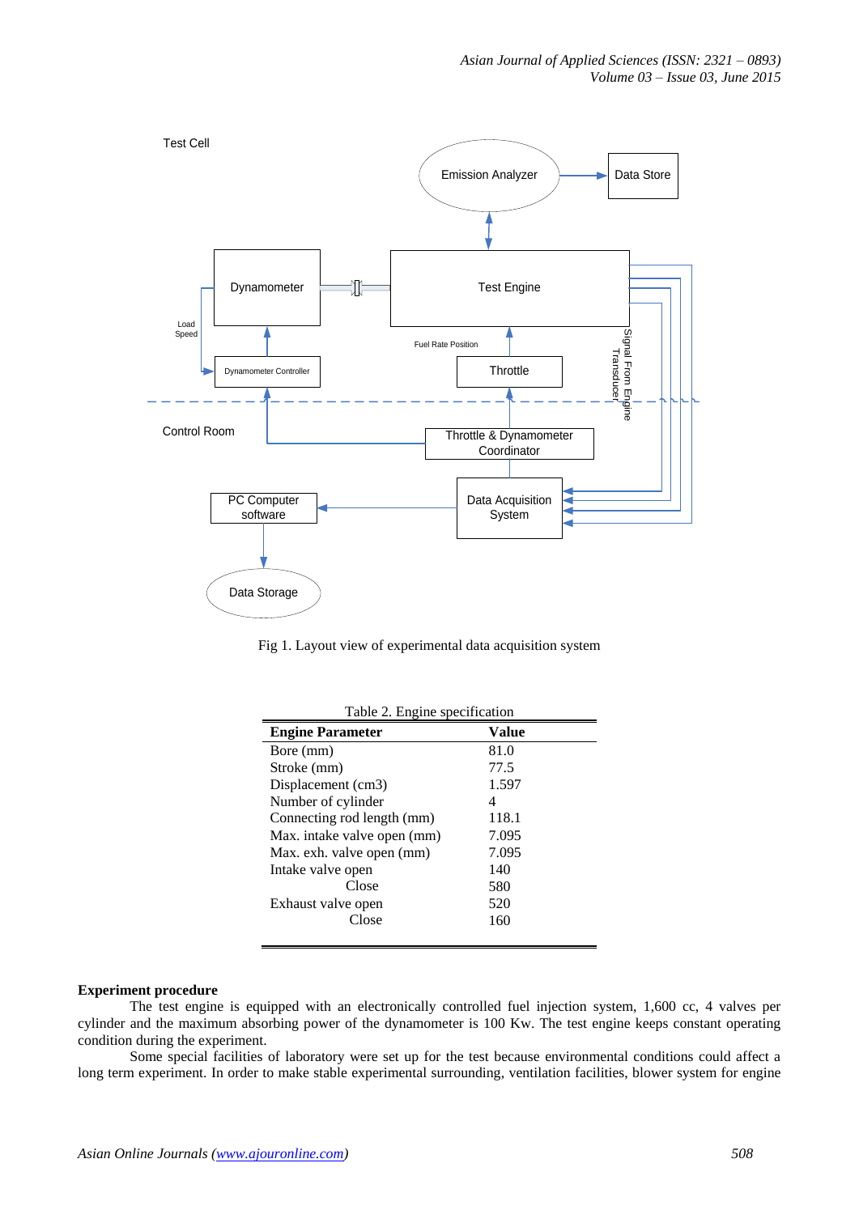Fig 1. Layout view of experimental data acquisition system

Table 2. Engine specification

| Engine Parameter | Value |
|---|---|
| Bore (mm) | 81.0 |
| Stroke (mm) | 77.5 |
| Displacement (cm3) | 1.597 |
| Number of cylinder | 4 |
| Connecting rod length (mm) | 118.1 |
| Max. intake valve open (mm) | 7.095 |
| Max. exh. valve open (mm) | 7.095 |
| Intake valve open | 140 |
| Close | 580 |
| Exhaust valve open | 520 |
| Close | 160 |

**Experiment procedure**

The test engine is equipped with an electronically controlled fuel injection system, 1,600 cc, 4 valves per cylinder and the maximum absorbing power of the dynamometer is 100 Kw. The test engine keeps constant operating condition during the experiment.

Some special facilities of laboratory were set up for the test because environmental conditions could affect a long term experiment. In order to make stable experimental surrounding, ventilation facilities, blower system for engine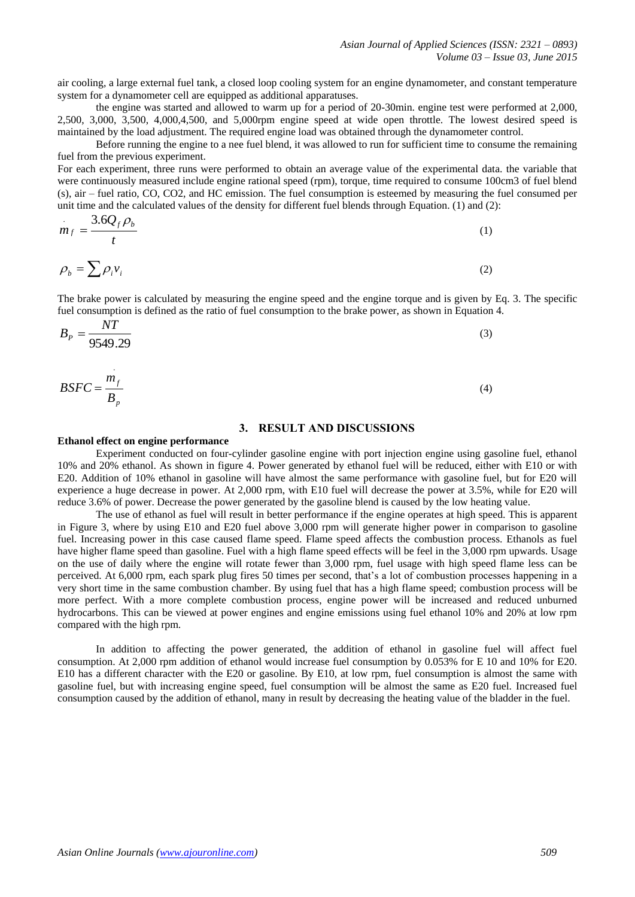air cooling, a large external fuel tank, a closed loop cooling system for an engine dynamometer, and constant temperature system for a dynamometer cell are equipped as additional apparatuses.

the engine was started and allowed to warm up for a period of 20-30min. engine test were performed at 2,000, 2,500, 3,000, 3,500, 4,000,4,500, and 5,000rpm engine speed at wide open throttle. The lowest desired speed is maintained by the load adjustment. The required engine load was obtained through the dynamometer control.

Before running the engine to a nee fuel blend, it was allowed to run for sufficient time to consume the remaining fuel from the previous experiment.

For each experiment, three runs were performed to obtain an average value of the experimental data. the variable that were continuously measured include engine rational speed (rpm), torque, time required to consume 100cm3 of fuel blend (s), air – fuel ratio, CO, CO2, and HC emission. The fuel consumption is esteemed by measuring the fuel consumed per unit time and the calculated values of the density for different fuel blends through Equation. (1) and (2):

$$\dot{m}_f = \frac{3.6 Q_f \rho_b}{t} \tag{1}$$

$$\rho_b = \sum \rho_i v_i \tag{2}$$

The brake power is calculated by measuring the engine speed and the engine torque and is given by Eq. 3. The specific fuel consumption is defined as the ratio of fuel consumption to the brake power, as shown in Equation 4.

$$B_P = \frac{NT}{9549.29} \tag{3}$$

$$BSFC = \frac{\dot{m}_f}{B_p} \tag{4}$$

## 3. RESULT AND DISCUSSIONS

**Ethanol effect on engine performance**

Experiment conducted on four-cylinder gasoline engine with port injection engine using gasoline fuel, ethanol 10% and 20% ethanol. As shown in figure 4. Power generated by ethanol fuel will be reduced, either with E10 or with E20. Addition of 10% ethanol in gasoline will have almost the same performance with gasoline fuel, but for E20 will experience a huge decrease in power. At 2,000 rpm, with E10 fuel will decrease the power at 3.5%, while for E20 will reduce 3.6% of power. Decrease the power generated by the gasoline blend is caused by the low heating value.

The use of ethanol as fuel will result in better performance if the engine operates at high speed. This is apparent in Figure 3, where by using E10 and E20 fuel above 3,000 rpm will generate higher power in comparison to gasoline fuel. Increasing power in this case caused flame speed. Flame speed affects the combustion process. Ethanols as fuel have higher flame speed than gasoline. Fuel with a high flame speed effects will be feel in the 3,000 rpm upwards. Usage on the use of daily where the engine will rotate fewer than 3,000 rpm, fuel usage with high speed flame less can be perceived. At 6,000 rpm, each spark plug fires 50 times per second, that's a lot of combustion processes happening in a very short time in the same combustion chamber. By using fuel that has a high flame speed; combustion process will be more perfect. With a more complete combustion process, engine power will be increased and reduced unburned hydrocarbons. This can be viewed at power engines and engine emissions using fuel ethanol 10% and 20% at low rpm compared with the high rpm.

In addition to affecting the power generated, the addition of ethanol in gasoline fuel will affect fuel consumption. At 2,000 rpm addition of ethanol would increase fuel consumption by 0.053% for E 10 and 10% for E20. E10 has a different character with the E20 or gasoline. By E10, at low rpm, fuel consumption is almost the same with gasoline fuel, but with increasing engine speed, fuel consumption will be almost the same as E20 fuel. Increased fuel consumption caused by the addition of ethanol, many in result by decreasing the heating value of the bladder in the fuel.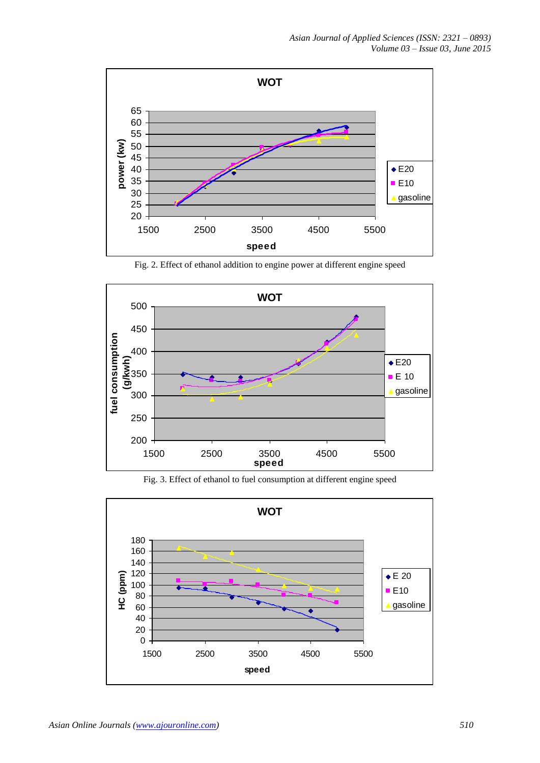Fig. 2. Effect of ethanol addition to engine power at different engine speed

Fig. 3. Effect of ethanol to fuel consumption at different engine speed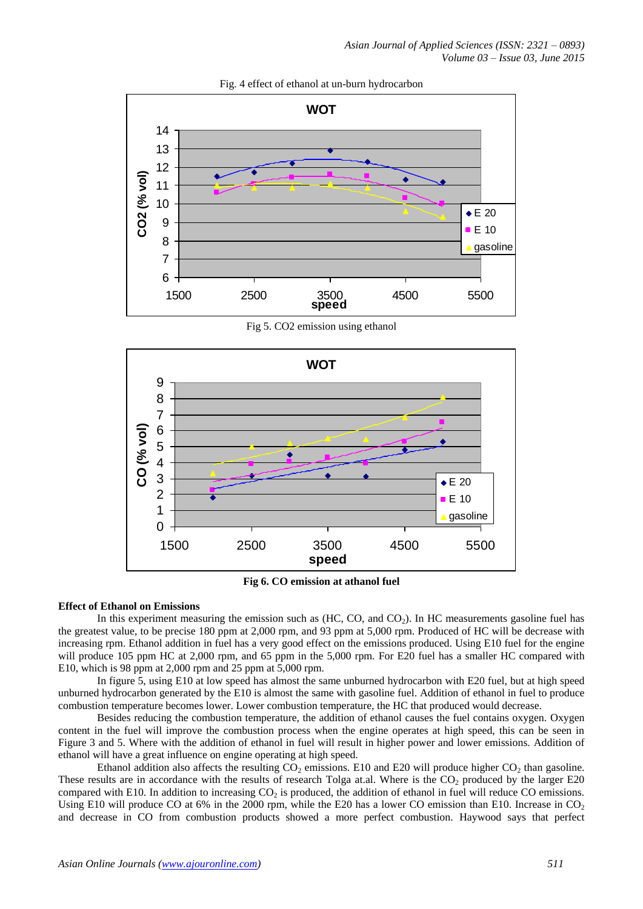Fig. 4 effect of ethanol at un-burn hydrocarbon

Fig 5. CO2 emission using ethanol

**Fig 6. CO emission at athanol fuel**

**Effect of Ethanol on Emissions**

In this experiment measuring the emission such as (HC, CO, and $CO_2$). In HC measurements gasoline fuel has the greatest value, to be precise 180 ppm at 2,000 rpm, and 93 ppm at 5,000 rpm. Produced of HC will be decrease with increasing rpm. Ethanol addition in fuel has a very good effect on the emissions produced. Using E10 fuel for the engine will produce 105 ppm HC at 2,000 rpm, and 65 ppm in the 5,000 rpm. For E20 fuel has a smaller HC compared with E10, which is 98 ppm at 2,000 rpm and 25 ppm at 5,000 rpm.

In figure 5, using E10 at low speed has almost the same unburned hydrocarbon with E20 fuel, but at high speed unburned hydrocarbon generated by the E10 is almost the same with gasoline fuel. Addition of ethanol in fuel to produce combustion temperature becomes lower. Lower combustion temperature, the HC that produced would decrease.

Besides reducing the combustion temperature, the addition of ethanol causes the fuel contains oxygen. Oxygen content in the fuel will improve the combustion process when the engine operates at high speed, this can be seen in Figure 3 and 5. Where with the addition of ethanol in fuel will result in higher power and lower emissions. Addition of ethanol will have a great influence on engine operating at high speed.

Ethanol addition also affects the resulting $CO_2$ emissions. E10 and E20 will produce higher $CO_2$ than gasoline. These results are in accordance with the results of research Tolga at.al. Where is the $CO_2$ produced by the larger E20 compared with E10. In addition to increasing $CO_2$ is produced, the addition of ethanol in fuel will reduce CO emissions. Using E10 will produce CO at 6% in the 2000 rpm, while the E20 has a lower CO emission than E10. Increase in $CO_2$ and decrease in CO from combustion products showed a more perfect combustion. Haywood says that perfect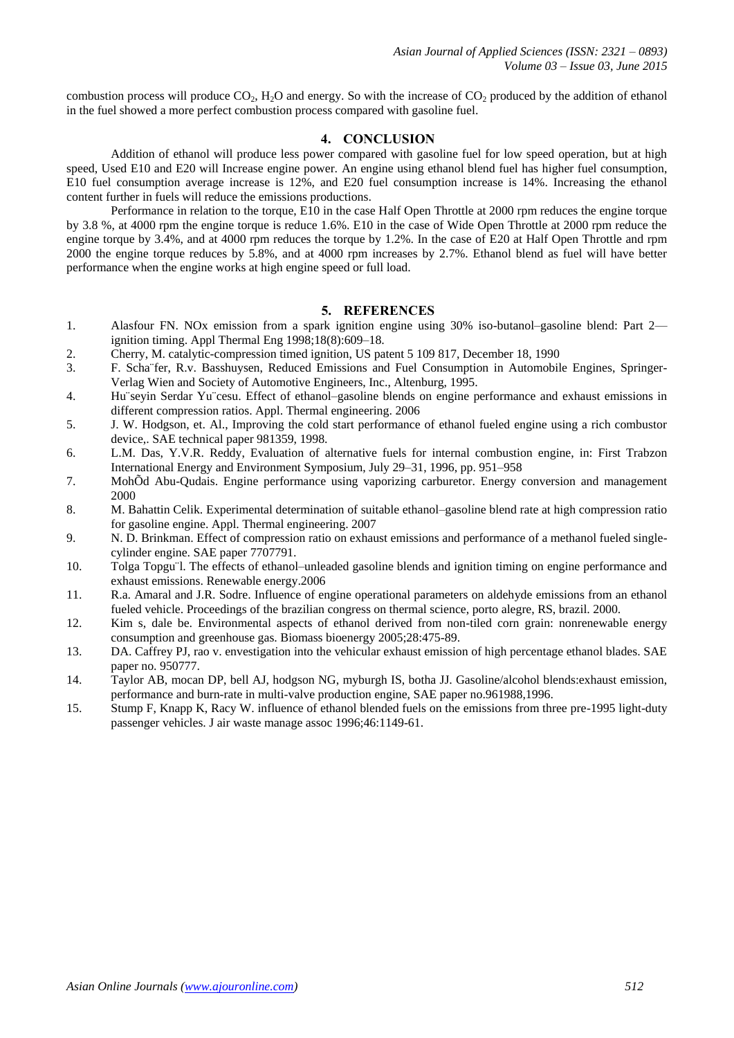combustion process will produce $CO_2$, $H_2O$ and energy. So with the increase of $CO_2$ produced by the addition of ethanol in the fuel showed a more perfect combustion process compared with gasoline fuel.

## 4. CONCLUSION

Addition of ethanol will produce less power compared with gasoline fuel for low speed operation, but at high speed, Used E10 and E20 will Increase engine power. An engine using ethanol blend fuel has higher fuel consumption, E10 fuel consumption average increase is 12%, and E20 fuel consumption increase is 14%. Increasing the ethanol content further in fuels will reduce the emissions productions.

Performance in relation to the torque, E10 in the case Half Open Throttle at 2000 rpm reduces the engine torque by 3.8 %, at 4000 rpm the engine torque is reduce 1.6%. E10 in the case of Wide Open Throttle at 2000 rpm reduce the engine torque by 3.4%, and at 4000 rpm reduces the torque by 1.2%. In the case of E20 at Half Open Throttle and rpm 2000 the engine torque reduces by 5.8%, and at 4000 rpm increases by 2.7%. Ethanol blend as fuel will have better performance when the engine works at high engine speed or full load.

## 5. REFERENCES

1. Alasfour FN. NOx emission from a spark ignition engine using 30% iso-butanol–gasoline blend: Part 2—ignition timing. Appl Thermal Eng 1998;18(8):609–18.
2. Cherry, M. catalytic-compression timed ignition, US patent 5 109 817, December 18, 1990
3. F. Scha¨fer, R.v. Basshuysen, Reduced Emissions and Fuel Consumption in Automobile Engines, Springer-Verlag Wien and Society of Automotive Engineers, Inc., Altenburg, 1995.
4. Hu¨seyin Serdar Yu¨cesu. Effect of ethanol–gasoline blends on engine performance and exhaust emissions in different compression ratios. Appl. Thermal engineering. 2006
5. J. W. Hodgson, et. Al., Improving the cold start performance of ethanol fueled engine using a rich combustor device,. SAE technical paper 981359, 1998.
6. L.M. Das, Y.V.R. Reddy, Evaluation of alternative fuels for internal combustion engine, in: First Trabzon International Energy and Environment Symposium, July 29–31, 1996, pp. 951–958
7. MohÕd Abu-Qudais. Engine performance using vaporizing carburetor. Energy conversion and management 2000
8. M. Bahattin Celik. Experimental determination of suitable ethanol–gasoline blend rate at high compression ratio for gasoline engine. Appl. Thermal engineering. 2007
9. N. D. Brinkman. Effect of compression ratio on exhaust emissions and performance of a methanol fueled single-cylinder engine. SAE paper 7707791.
10. Tolga Topgu¨l. The effects of ethanol–unleaded gasoline blends and ignition timing on engine performance and exhaust emissions. Renewable energy.2006
11. R.a. Amaral and J.R. Sodre. Influence of engine operational parameters on aldehyde emissions from an ethanol fueled vehicle. Proceedings of the brazilian congress on thermal science, porto alegre, RS, brazil. 2000.
12. Kim s, dale be. Environmental aspects of ethanol derived from non-tiled corn grain: nonrenewable energy consumption and greenhouse gas. Biomass bioenergy 2005;28:475-89.
13. DA. Caffrey PJ, rao v. envestigation into the vehicular exhaust emission of high percentage ethanol blades. SAE paper no. 950777.
14. Taylor AB, mocan DP, bell AJ, hodgson NG, myburgh IS, botha JJ. Gasoline/alcohol blends:exhaust emission, performance and burn-rate in multi-valve production engine, SAE paper no.961988,1996.
15. Stump F, Knapp K, Racy W. influence of ethanol blended fuels on the emissions from three pre-1995 light-duty passenger vehicles. J air waste manage assoc 1996;46:1149-61.